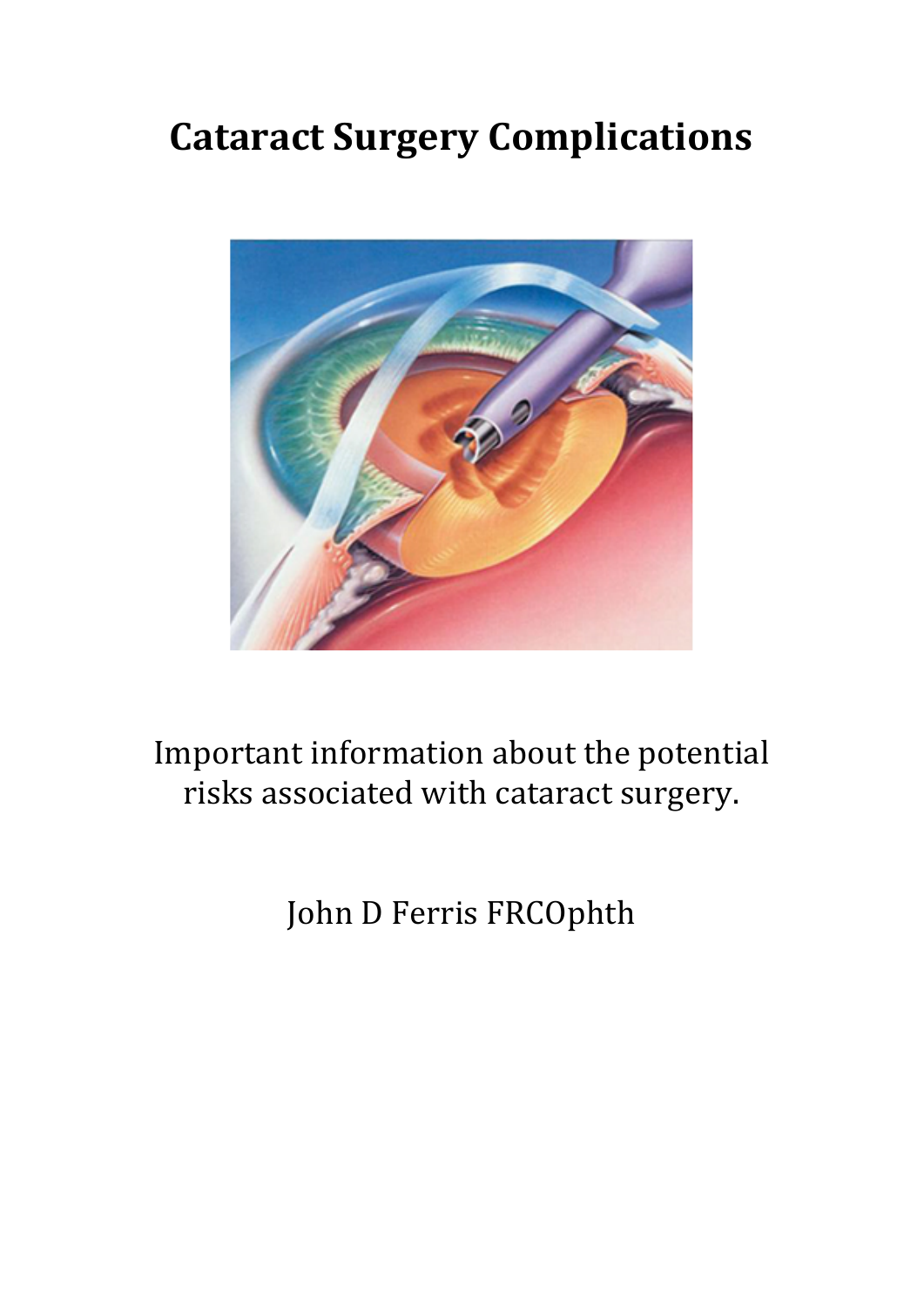# Cataract Surgery Complications

Important information about the potential risks associated with cataract surgery.

John D Ferris FRCOphth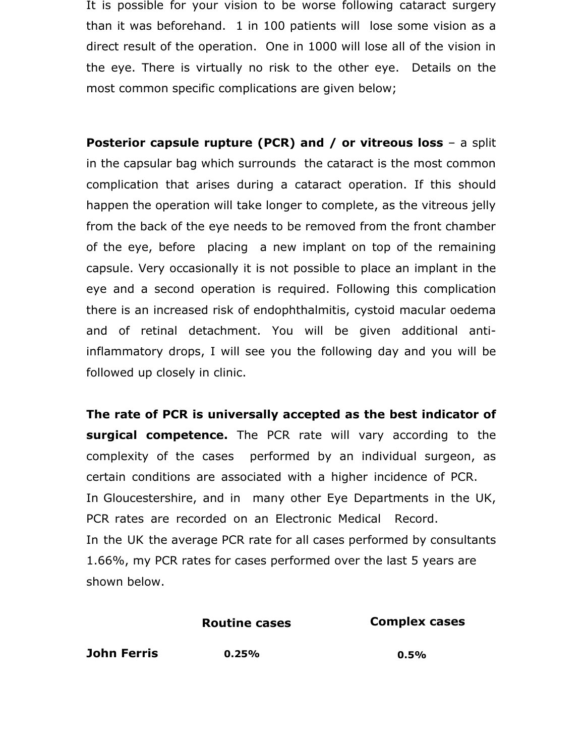It is possible for your vision to be worse following cataract surgery than it was beforehand. 1 in 100 patients will lose some vision as a direct result of the operation. One in 1000 will lose all of the vision in the eye. There is virtually no risk to the other eye. Details on the most common specific complications are given below;

**Posterior capsule rupture (PCR) and / or vitreous loss** – a split in the capsular bag which surrounds the cataract is the most common complication that arises during a cataract operation. If this should happen the operation will take longer to complete, as the vitreous jelly from the back of the eye needs to be removed from the front chamber of the eye, before placing a new implant on top of the remaining capsule. Very occasionally it is not possible to place an implant in the eye and a second operation is required. Following this complication there is an increased risk of endophthalmitis, cystoid macular oedema and of retinal detachment. You will be given additional anti-inflammatory drops, I will see you the following day and you will be followed up closely in clinic.

**The rate of PCR is universally accepted as the best indicator of surgical competence.** The PCR rate will vary according to the complexity of the cases performed by an individual surgeon, as certain conditions are associated with a higher incidence of PCR.
In Gloucestershire, and in many other Eye Departments in the UK, PCR rates are recorded on an Electronic Medical Record.
In the UK the average PCR rate for all cases performed by consultants 1.66%, my PCR rates for cases performed over the last 5 years are shown below.

| | **Routine cases** | **Complex cases** |
|---|---|---|
| **John Ferris** | **0.25%** | **0.5%** |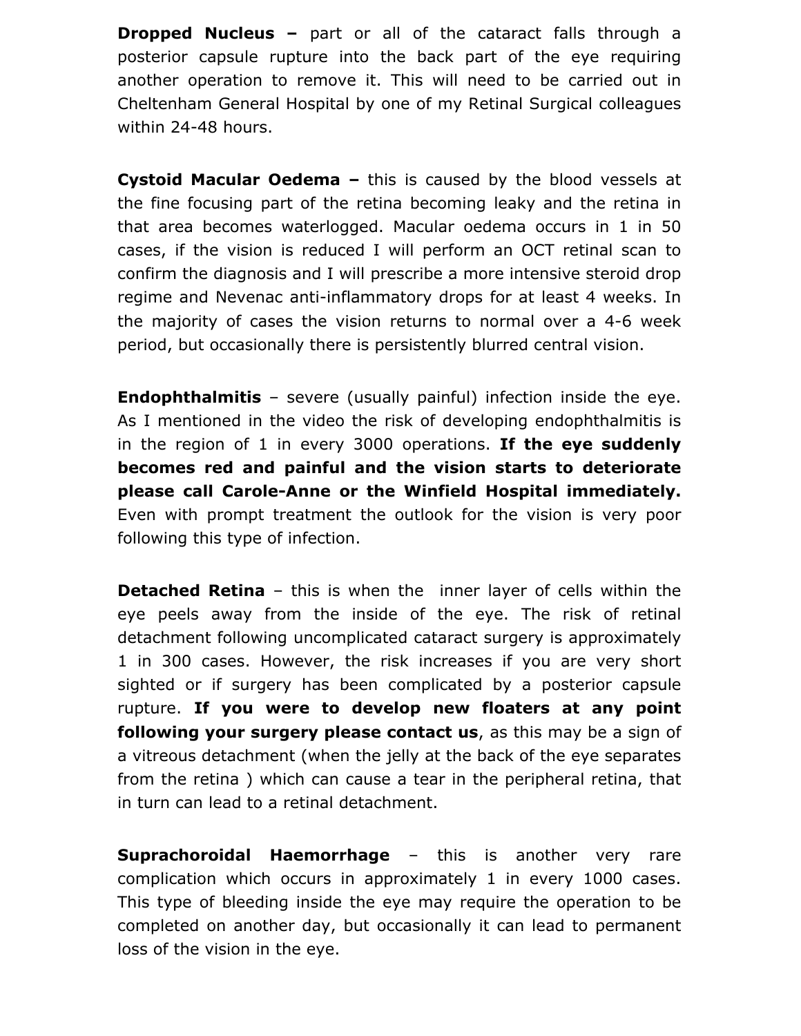**Dropped Nucleus –** part or all of the cataract falls through a posterior capsule rupture into the back part of the eye requiring another operation to remove it. This will need to be carried out in Cheltenham General Hospital by one of my Retinal Surgical colleagues within 24-48 hours.

**Cystoid Macular Oedema –** this is caused by the blood vessels at the fine focusing part of the retina becoming leaky and the retina in that area becomes waterlogged. Macular oedema occurs in 1 in 50 cases, if the vision is reduced I will perform an OCT retinal scan to confirm the diagnosis and I will prescribe a more intensive steroid drop regime and Nevenac anti-inflammatory drops for at least 4 weeks. In the majority of cases the vision returns to normal over a 4-6 week period, but occasionally there is persistently blurred central vision.

**Endophthalmitis** – severe (usually painful) infection inside the eye. As I mentioned in the video the risk of developing endophthalmitis is in the region of 1 in every 3000 operations. **If the eye suddenly becomes red and painful and the vision starts to deteriorate please call Carole-Anne or the Winfield Hospital immediately.** Even with prompt treatment the outlook for the vision is very poor following this type of infection.

**Detached Retina** – this is when the inner layer of cells within the eye peels away from the inside of the eye. The risk of retinal detachment following uncomplicated cataract surgery is approximately 1 in 300 cases. However, the risk increases if you are very short sighted or if surgery has been complicated by a posterior capsule rupture. **If you were to develop new floaters at any point following your surgery please contact us**, as this may be a sign of a vitreous detachment (when the jelly at the back of the eye separates from the retina ) which can cause a tear in the peripheral retina, that in turn can lead to a retinal detachment.

**Suprachoroidal Haemorrhage** – this is another very rare complication which occurs in approximately 1 in every 1000 cases. This type of bleeding inside the eye may require the operation to be completed on another day, but occasionally it can lead to permanent loss of the vision in the eye.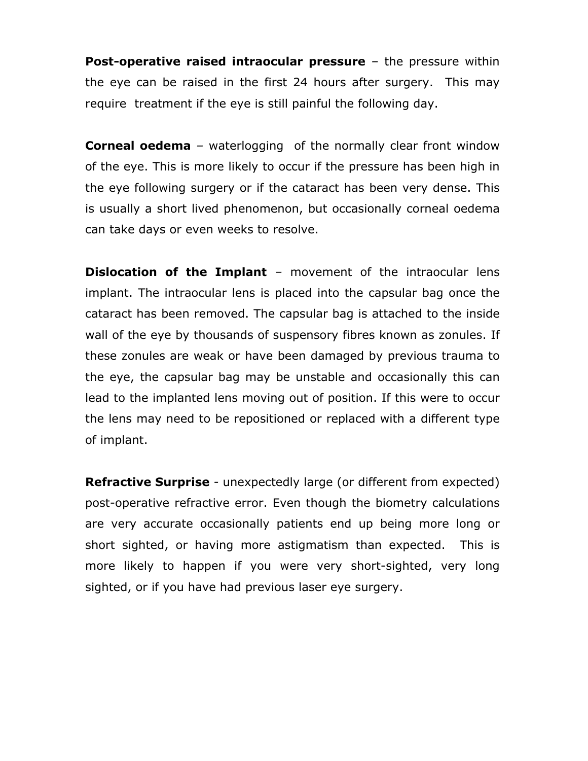**Post-operative raised intraocular pressure** – the pressure within the eye can be raised in the first 24 hours after surgery. This may require treatment if the eye is still painful the following day.

**Corneal oedema** – waterlogging of the normally clear front window of the eye. This is more likely to occur if the pressure has been high in the eye following surgery or if the cataract has been very dense. This is usually a short lived phenomenon, but occasionally corneal oedema can take days or even weeks to resolve.

**Dislocation of the Implant** – movement of the intraocular lens implant. The intraocular lens is placed into the capsular bag once the cataract has been removed. The capsular bag is attached to the inside wall of the eye by thousands of suspensory fibres known as zonules. If these zonules are weak or have been damaged by previous trauma to the eye, the capsular bag may be unstable and occasionally this can lead to the implanted lens moving out of position. If this were to occur the lens may need to be repositioned or replaced with a different type of implant.

**Refractive Surprise** - unexpectedly large (or different from expected) post-operative refractive error. Even though the biometry calculations are very accurate occasionally patients end up being more long or short sighted, or having more astigmatism than expected. This is more likely to happen if you were very short-sighted, very long sighted, or if you have had previous laser eye surgery.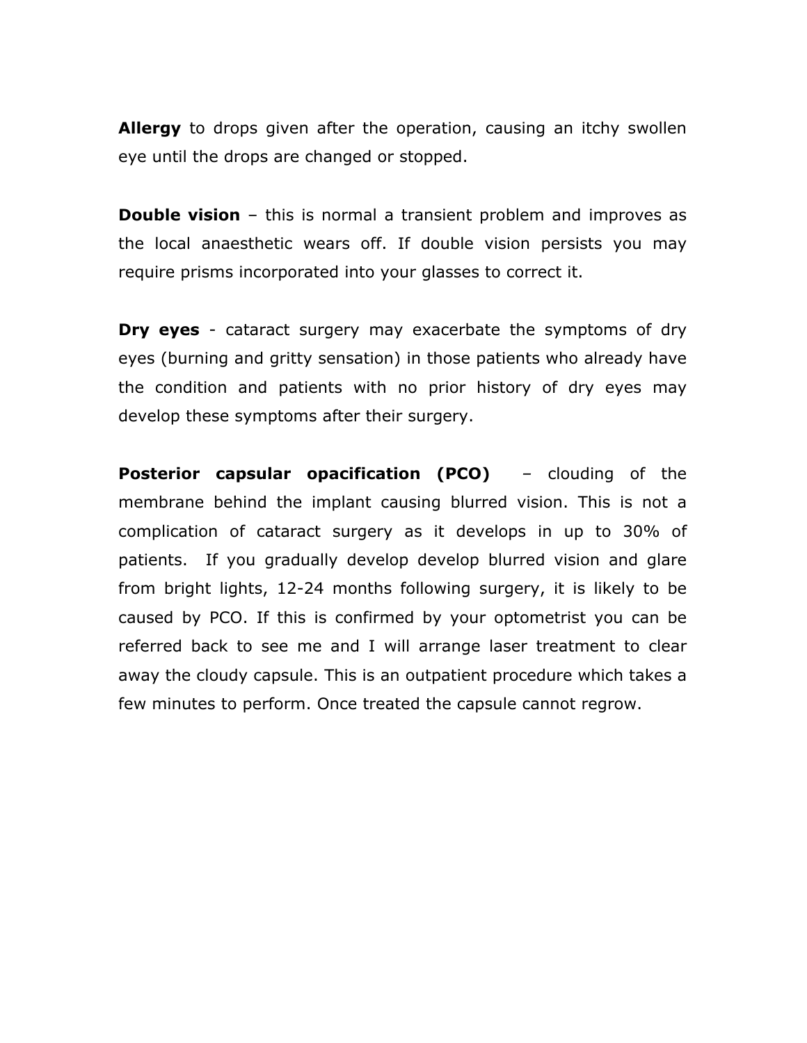**Allergy** to drops given after the operation, causing an itchy swollen eye until the drops are changed or stopped.

**Double vision** – this is normal a transient problem and improves as the local anaesthetic wears off. If double vision persists you may require prisms incorporated into your glasses to correct it.

**Dry eyes** - cataract surgery may exacerbate the symptoms of dry eyes (burning and gritty sensation) in those patients who already have the condition and patients with no prior history of dry eyes may develop these symptoms after their surgery.

**Posterior capsular opacification (PCO)** – clouding of the membrane behind the implant causing blurred vision. This is not a complication of cataract surgery as it develops in up to 30% of patients. If you gradually develop develop blurred vision and glare from bright lights, 12-24 months following surgery, it is likely to be caused by PCO. If this is confirmed by your optometrist you can be referred back to see me and I will arrange laser treatment to clear away the cloudy capsule. This is an outpatient procedure which takes a few minutes to perform. Once treated the capsule cannot regrow.